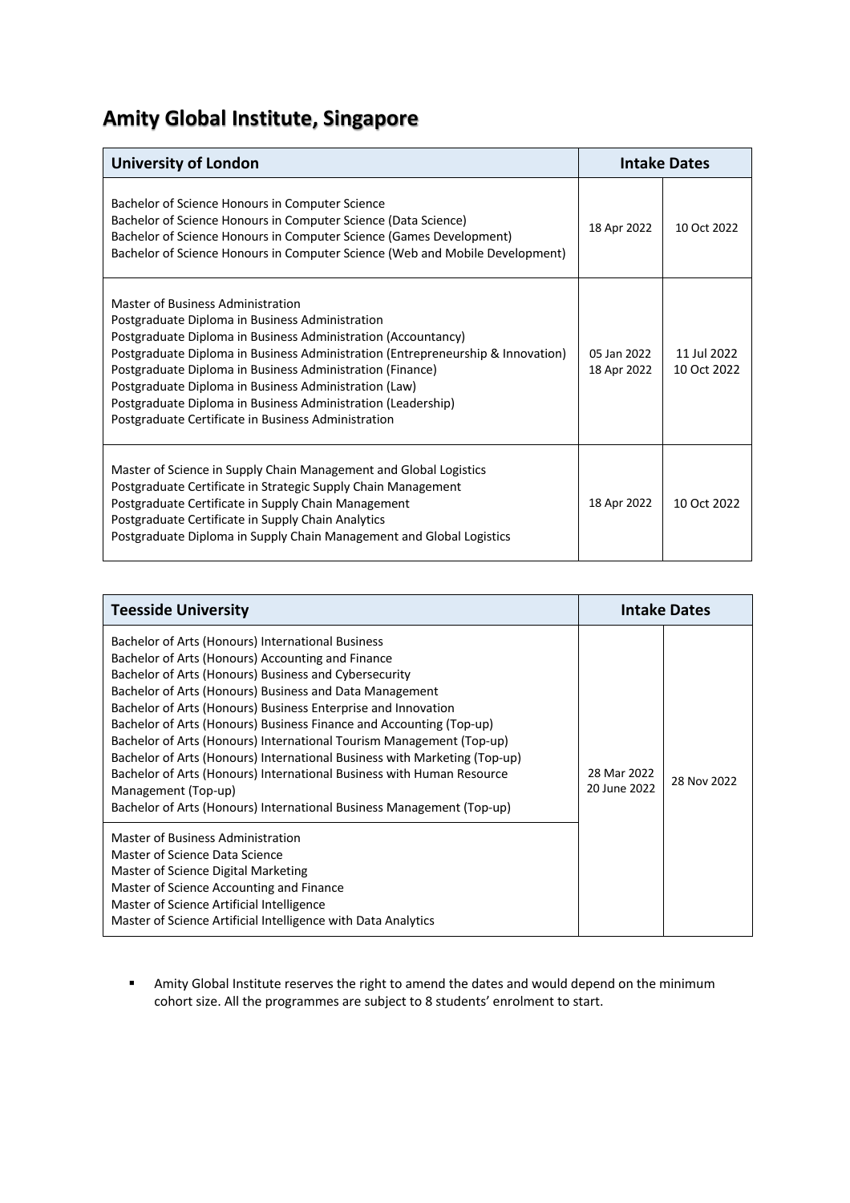# Amity Global Institute, Singapore

| University of London | Intake Dates | |
|---|---|---|
| Bachelor of Science Honours in Computer Science<br>Bachelor of Science Honours in Computer Science (Data Science)<br>Bachelor of Science Honours in Computer Science (Games Development)<br>Bachelor of Science Honours in Computer Science (Web and Mobile Development) | 18 Apr 2022 | 10 Oct 2022 |
| Master of Business Administration<br>Postgraduate Diploma in Business Administration<br>Postgraduate Diploma in Business Administration (Accountancy)<br>Postgraduate Diploma in Business Administration (Entrepreneurship & Innovation)<br>Postgraduate Diploma in Business Administration (Finance)<br>Postgraduate Diploma in Business Administration (Law)<br>Postgraduate Diploma in Business Administration (Leadership)<br>Postgraduate Certificate in Business Administration | 05 Jan 2022<br>18 Apr 2022 | 11 Jul 2022<br>10 Oct 2022 |
| Master of Science in Supply Chain Management and Global Logistics<br>Postgraduate Certificate in Strategic Supply Chain Management<br>Postgraduate Certificate in Supply Chain Management<br>Postgraduate Certificate in Supply Chain Analytics<br>Postgraduate Diploma in Supply Chain Management and Global Logistics | 18 Apr 2022 | 10 Oct 2022 |

| Teesside University | Intake Dates | |
|---|---|---|
| Bachelor of Arts (Honours) International Business<br>Bachelor of Arts (Honours) Accounting and Finance<br>Bachelor of Arts (Honours) Business and Cybersecurity<br>Bachelor of Arts (Honours) Business and Data Management<br>Bachelor of Arts (Honours) Business Enterprise and Innovation<br>Bachelor of Arts (Honours) Business Finance and Accounting (Top-up)<br>Bachelor of Arts (Honours) International Tourism Management (Top-up)<br>Bachelor of Arts (Honours) International Business with Marketing (Top-up)<br>Bachelor of Arts (Honours) International Business with Human Resource Management (Top-up)<br>Bachelor of Arts (Honours) International Business Management (Top-up) | 28 Mar 2022<br>20 June 2022 | 28 Nov 2022 |
| Master of Business Administration<br>Master of Science Data Science<br>Master of Science Digital Marketing<br>Master of Science Accounting and Finance<br>Master of Science Artificial Intelligence<br>Master of Science Artificial Intelligence with Data Analytics | | |

- Amity Global Institute reserves the right to amend the dates and would depend on the minimum cohort size. All the programmes are subject to 8 students' enrolment to start.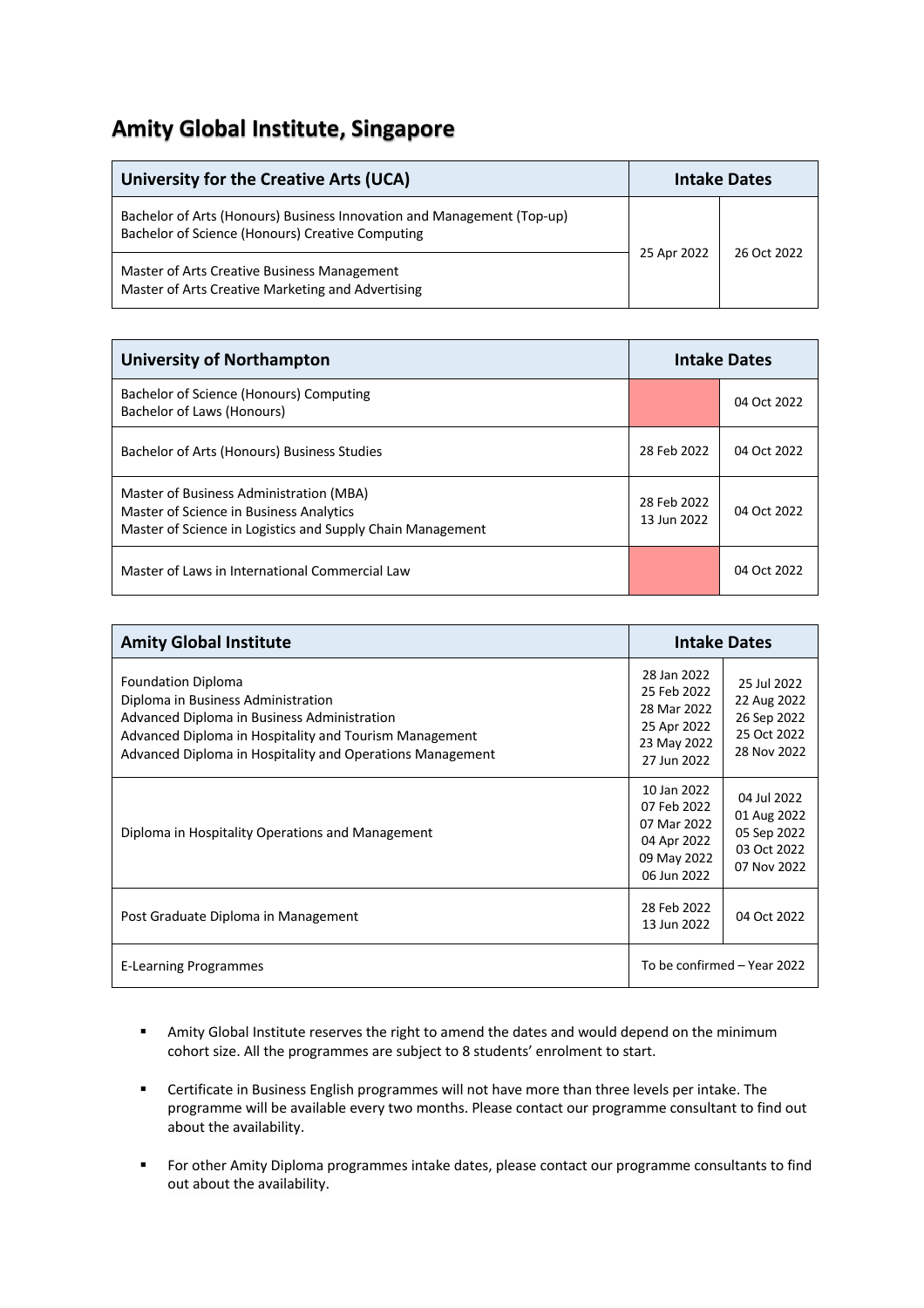# Amity Global Institute, Singapore

| University for the Creative Arts (UCA) | Intake Dates | |
|---|---|---|
| Bachelor of Arts (Honours) Business Innovation and Management (Top-up)<br>Bachelor of Science (Honours) Creative Computing | 25 Apr 2022 | 26 Oct 2022 |
| Master of Arts Creative Business Management<br>Master of Arts Creative Marketing and Advertising | | |

| University of Northampton | Intake Dates | |
|---|---|---|
| Bachelor of Science (Honours) Computing<br>Bachelor of Laws (Honours) | | 04 Oct 2022 |
| Bachelor of Arts (Honours) Business Studies | 28 Feb 2022 | 04 Oct 2022 |
| Master of Business Administration (MBA)<br>Master of Science in Business Analytics<br>Master of Science in Logistics and Supply Chain Management | 28 Feb 2022<br>13 Jun 2022 | 04 Oct 2022 |
| Master of Laws in International Commercial Law | | 04 Oct 2022 |

| Amity Global Institute | Intake Dates | |
|---|---|---|
| Foundation Diploma<br>Diploma in Business Administration<br>Advanced Diploma in Business Administration<br>Advanced Diploma in Hospitality and Tourism Management<br>Advanced Diploma in Hospitality and Operations Management | 28 Jan 2022<br>25 Feb 2022<br>28 Mar 2022<br>25 Apr 2022<br>23 May 2022<br>27 Jun 2022 | 25 Jul 2022<br>22 Aug 2022<br>26 Sep 2022<br>25 Oct 2022<br>28 Nov 2022 |
| Diploma in Hospitality Operations and Management | 10 Jan 2022<br>07 Feb 2022<br>07 Mar 2022<br>04 Apr 2022<br>09 May 2022<br>06 Jun 2022 | 04 Jul 2022<br>01 Aug 2022<br>05 Sep 2022<br>03 Oct 2022<br>07 Nov 2022 |
| Post Graduate Diploma in Management | 28 Feb 2022<br>13 Jun 2022 | 04 Oct 2022 |
| E-Learning Programmes | To be confirmed – Year 2022 | |

- Amity Global Institute reserves the right to amend the dates and would depend on the minimum cohort size. All the programmes are subject to 8 students' enrolment to start.
- Certificate in Business English programmes will not have more than three levels per intake. The programme will be available every two months. Please contact our programme consultant to find out about the availability.
- For other Amity Diploma programmes intake dates, please contact our programme consultants to find out about the availability.